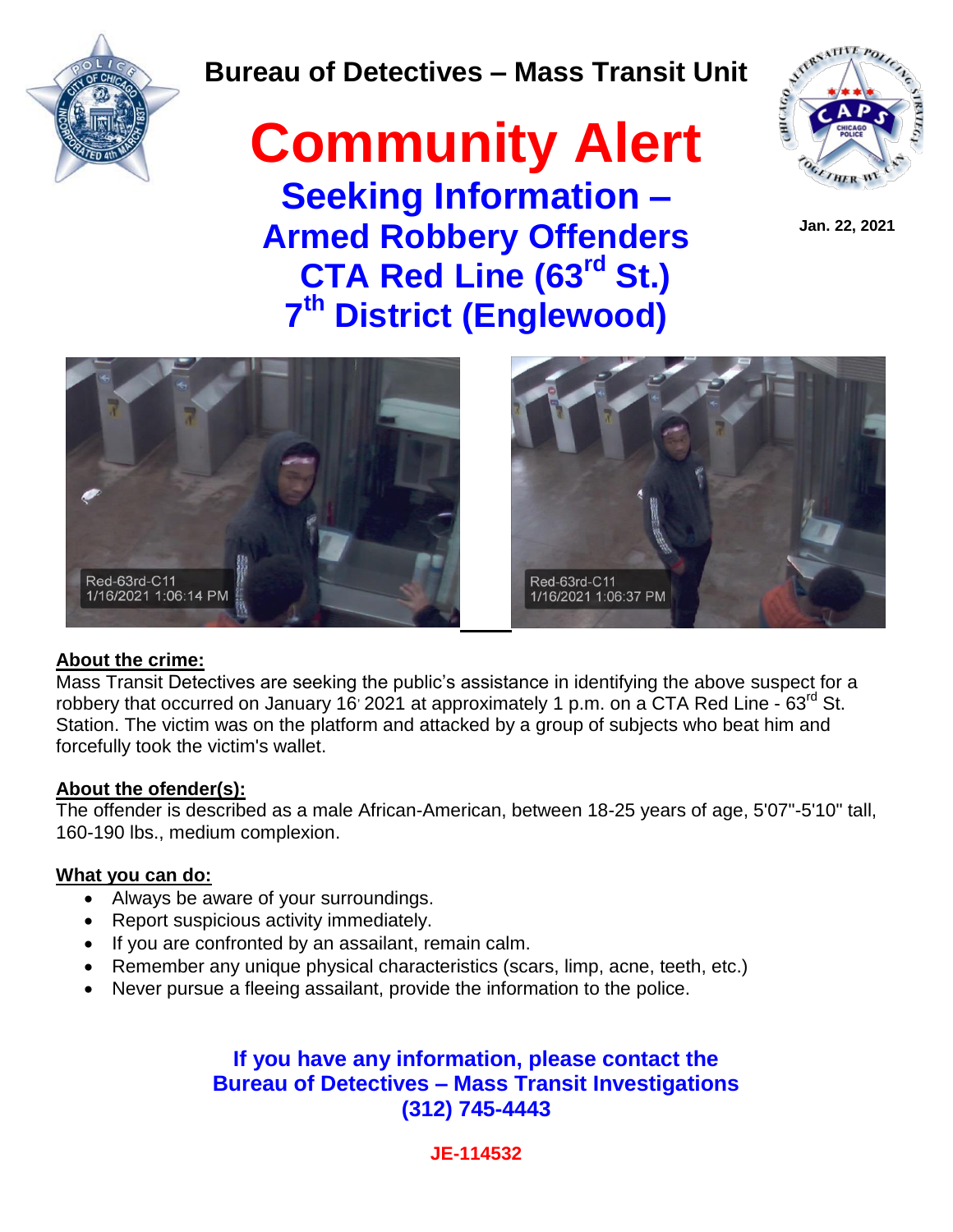Bureau of Detectives – Mass Transit Unit

# Community Alert

## Seeking Information – Armed Robbery Offenders CTA Red Line (63rd St.) 7th District (Englewood)

**Jan. 22, 2021**

Red-63rd-C11
1/16/2021 1:06:14 PM

Red-63rd-C11
1/16/2021 1:06:37 PM

**About the crime:**

Mass Transit Detectives are seeking the public's assistance in identifying the above suspect for a robbery that occurred on January 16, 2021 at approximately 1 p.m. on a CTA Red Line - 63rd St. Station. The victim was on the platform and attacked by a group of subjects who beat him and forcefully took the victim's wallet.

**About the ofender(s):**

The offender is described as a male African-American, between 18-25 years of age, 5'07"-5'10" tall, 160-190 lbs., medium complexion.

**What you can do:**

- Always be aware of your surroundings.
- Report suspicious activity immediately.
- If you are confronted by an assailant, remain calm.
- Remember any unique physical characteristics (scars, limp, acne, teeth, etc.)
- Never pursue a fleeing assailant, provide the information to the police.

**If you have any information, please contact the Bureau of Detectives – Mass Transit Investigations (312) 745-4443**

**JE-114532**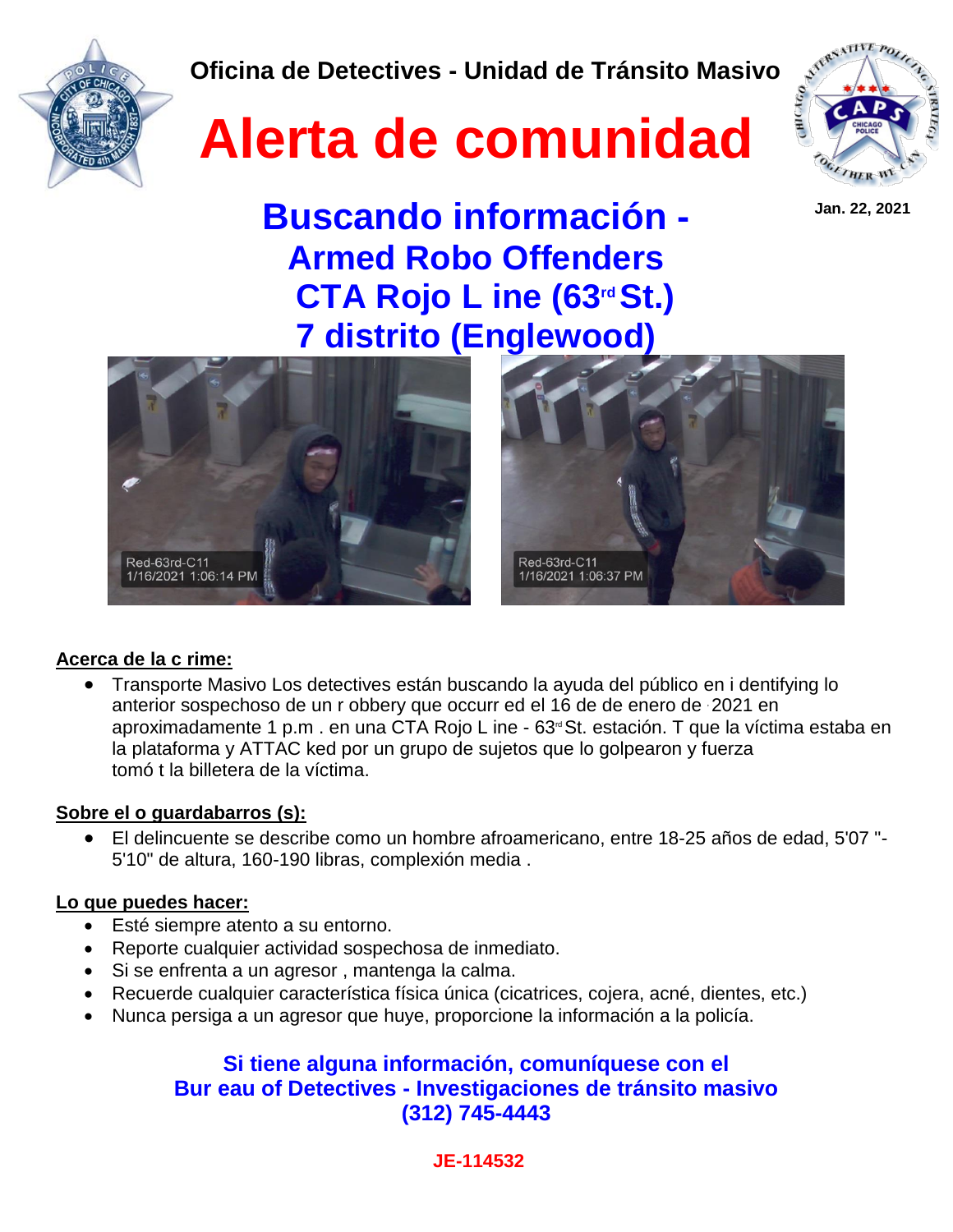Oficina de Detectives - Unidad de Tránsito Masivo

# Alerta de comunidad

Jan. 22, 2021

## Buscando información - Armed Robo Offenders CTA Rojo L ine (63rd St.) 7 distrito (Englewood)

Red-63rd-C11
1/16/2021 1:06:14 PM

Red-63rd-C11
1/16/2021 1:06:37 PM

**Acerca de la c rime:**

- Transporte Masivo Los detectives están buscando la ayuda del público en i dentifying lo anterior sospechoso de un r obbery que occurr ed el 16 de de enero de 2021 en aproximadamente 1 p.m . en una CTA Rojo L ine - 63rd St. estación. T que la víctima estaba en la plataforma y ATTAC ked por un grupo de sujetos que lo golpearon y fuerza tomó t la billetera de la víctima.

**Sobre el o guardabarros (s):**

- El delincuente se describe como un hombre afroamericano, entre 18-25 años de edad, 5'07 "- 5'10" de altura, 160-190 libras, complexión media .

**Lo que puedes hacer:**

- Esté siempre atento a su entorno.
- Reporte cualquier actividad sospechosa de inmediato.
- Si se enfrenta a un agresor , mantenga la calma.
- Recuerde cualquier característica física única (cicatrices, cojera, acné, dientes, etc.)
- Nunca persiga a un agresor que huye, proporcione la información a la policía.

**Si tiene alguna información, comuníquese con el Bur eau of Detectives - Investigaciones de tránsito masivo (312) 745-4443**

**JE-114532**